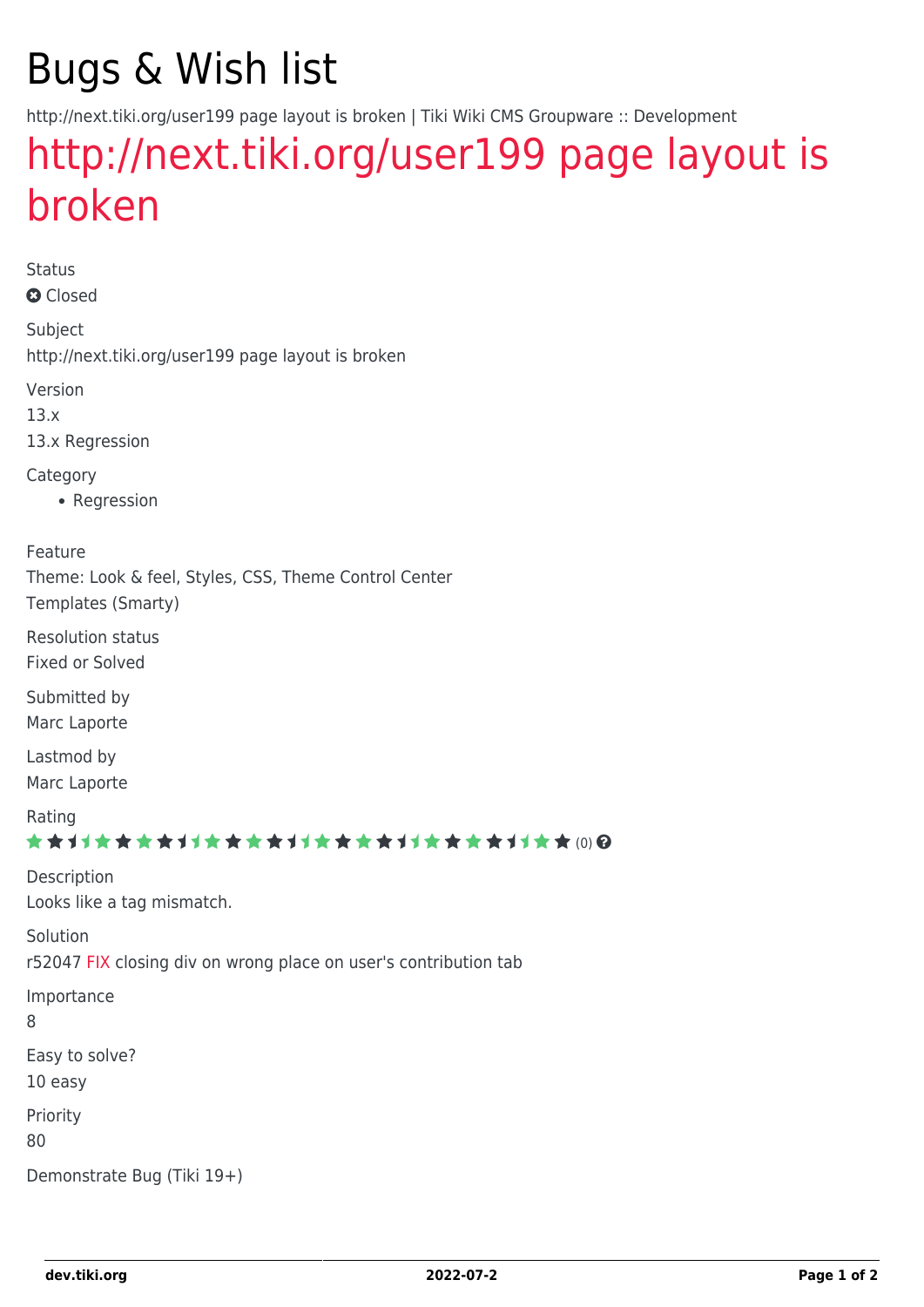# Bugs & Wish list

http://next.tiki.org/user199 page layout is broken | Tiki Wiki CMS Groupware :: Development

## http://next.tiki.org/user199 page layout is broken

Status

Closed

Subject

http://next.tiki.org/user199 page layout is broken

Version

13.x

13.x Regression

Category

- Regression

Feature

Theme: Look & feel, Styles, CSS, Theme Control Center

Templates (Smarty)

Resolution status

Fixed or Solved

Submitted by

Marc Laporte

Lastmod by

Marc Laporte

Rating

(0)

Description

Looks like a tag mismatch.

Solution

r52047 FIX closing div on wrong place on user's contribution tab

Importance

8

Easy to solve?

10 easy

Priority

80

Demonstrate Bug (Tiki 19+)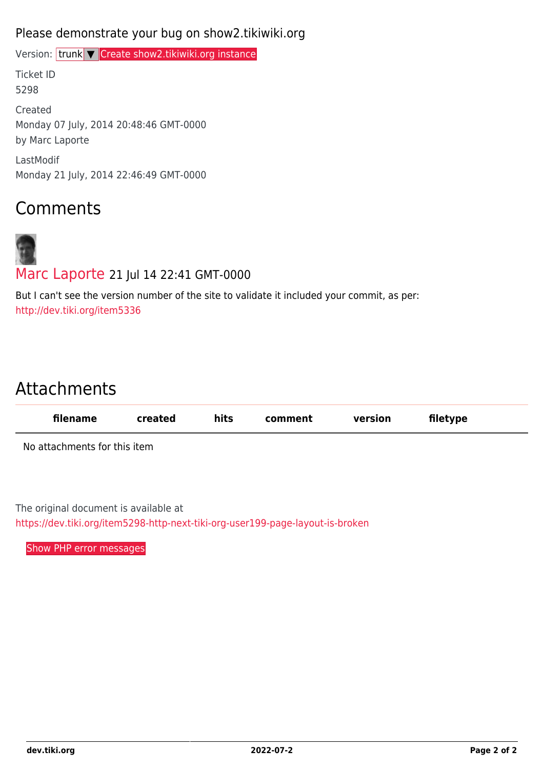Please demonstrate your bug on show2.tikiwiki.org

Version: trunk ▼ Create show2.tikiwiki.org instance

Ticket ID

5298

Created

Monday 07 July, 2014 20:48:46 GMT-0000

by Marc Laporte

LastModif

Monday 21 July, 2014 22:46:49 GMT-0000

## Comments

Marc Laporte 21 Jul 14 22:41 GMT-0000

But I can't see the version number of the site to validate it included your commit, as per:
http://dev.tiki.org/item5336

## Attachments

| filename | created | hits | comment | version | filetype |
| --- | --- | --- | --- | --- | --- |
| No attachments for this item | | | | | |

The original document is available at
https://dev.tiki.org/item5298-http-next-tiki-org-user199-page-layout-is-broken

Show PHP error messages